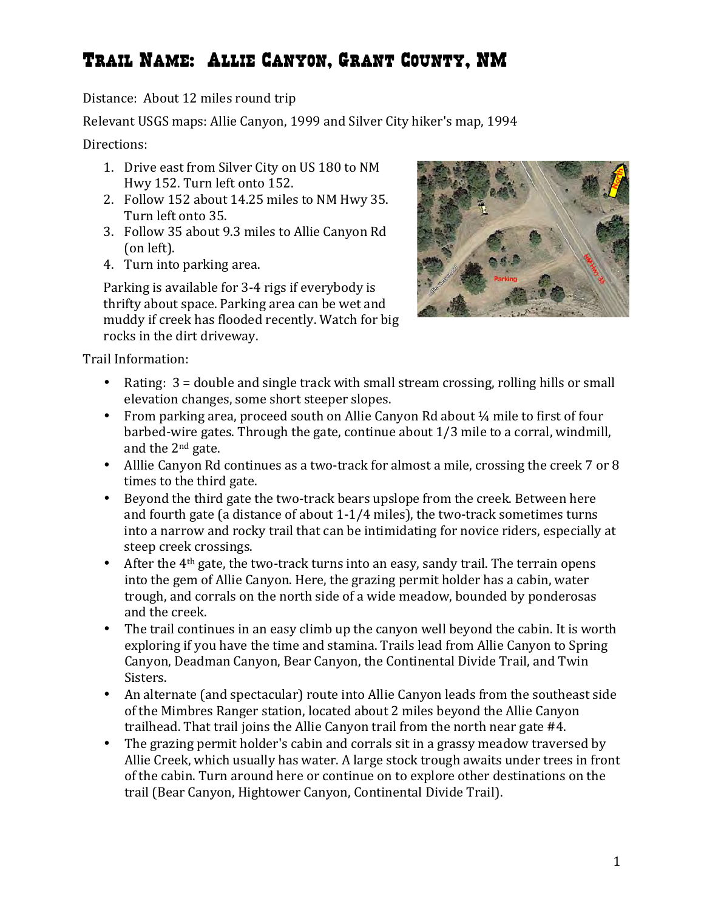# Trail Name: Allie Canyon, Grant County, NM

Distance: About 12 miles round trip

Relevant USGS maps: Allie Canyon, 1999 and Silver City hiker's map, 1994

Directions:

1. Drive east from Silver City on US 180 to NM Hwy 152. Turn left onto 152.
2. Follow 152 about 14.25 miles to NM Hwy 35. Turn left onto 35.
3. Follow 35 about 9.3 miles to Allie Canyon Rd (on left).
4. Turn into parking area.

Parking is available for 3-4 rigs if everybody is thrifty about space. Parking area can be wet and muddy if creek has flooded recently. Watch for big rocks in the dirt driveway.

Trail Information:

- Rating: 3 = double and single track with small stream crossing, rolling hills or small elevation changes, some short steeper slopes.
- From parking area, proceed south on Allie Canyon Rd about ¼ mile to first of four barbed-wire gates. Through the gate, continue about 1/3 mile to a corral, windmill, and the 2nd gate.
- Alllie Canyon Rd continues as a two-track for almost a mile, crossing the creek 7 or 8 times to the third gate.
- Beyond the third gate the two-track bears upslope from the creek. Between here and fourth gate (a distance of about 1-1/4 miles), the two-track sometimes turns into a narrow and rocky trail that can be intimidating for novice riders, especially at steep creek crossings.
- After the 4th gate, the two-track turns into an easy, sandy trail. The terrain opens into the gem of Allie Canyon. Here, the grazing permit holder has a cabin, water trough, and corrals on the north side of a wide meadow, bounded by ponderosas and the creek.
- The trail continues in an easy climb up the canyon well beyond the cabin. It is worth exploring if you have the time and stamina. Trails lead from Allie Canyon to Spring Canyon, Deadman Canyon, Bear Canyon, the Continental Divide Trail, and Twin Sisters.
- An alternate (and spectacular) route into Allie Canyon leads from the southeast side of the Mimbres Ranger station, located about 2 miles beyond the Allie Canyon trailhead. That trail joins the Allie Canyon trail from the north near gate #4.
- The grazing permit holder's cabin and corrals sit in a grassy meadow traversed by Allie Creek, which usually has water. A large stock trough awaits under trees in front of the cabin. Turn around here or continue on to explore other destinations on the trail (Bear Canyon, Hightower Canyon, Continental Divide Trail).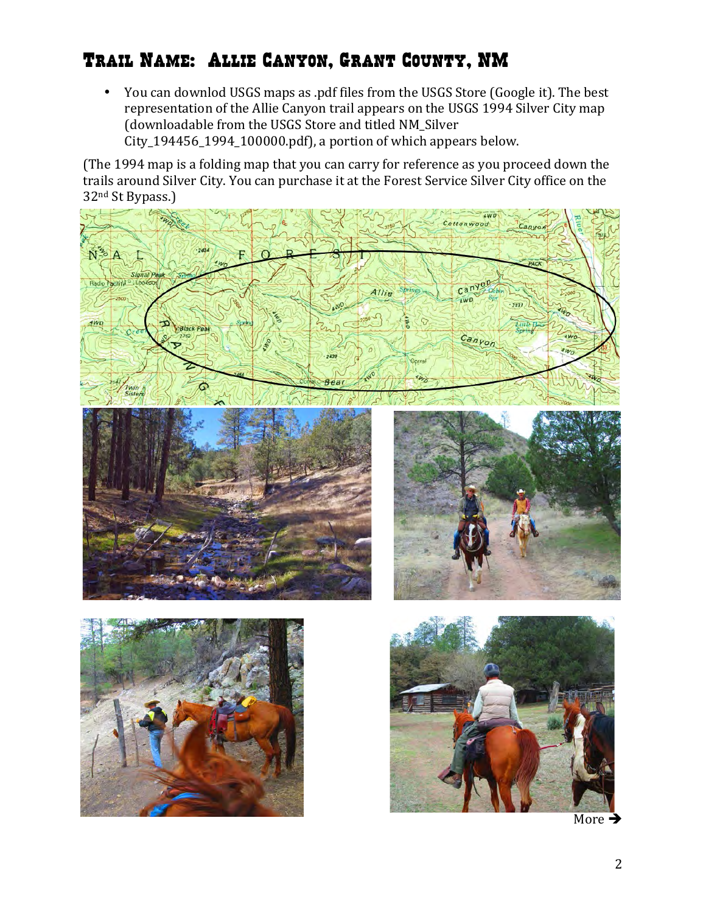## Trail Name: Allie Canyon, Grant County, NM

- You can downlod USGS maps as .pdf files from the USGS Store (Google it). The best representation of the Allie Canyon trail appears on the USGS 1994 Silver City map (downloadable from the USGS Store and titled NM_Silver City_194456_1994_100000.pdf), a portion of which appears below.

(The 1994 map is a folding map that you can carry for reference as you proceed down the trails around Silver City. You can purchase it at the Forest Service Silver City office on the 32nd St Bypass.)

More ➔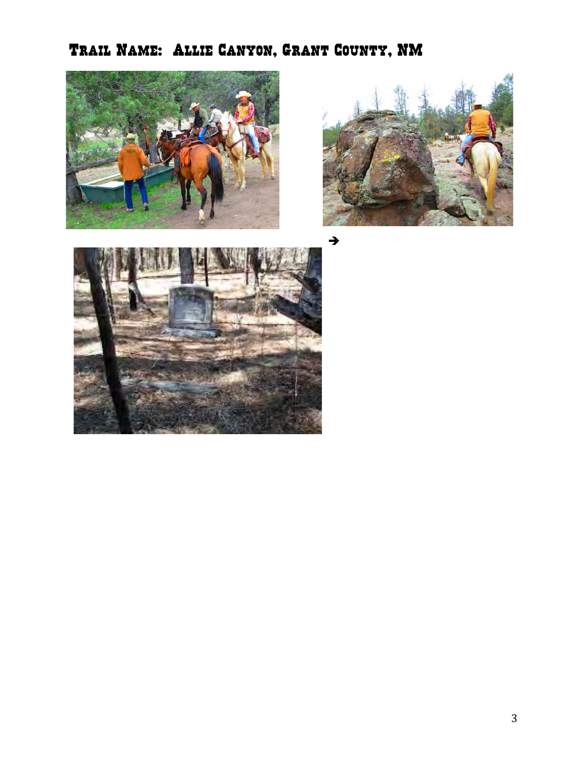# Trail Name: Allie Canyon, Grant County, NM

➔